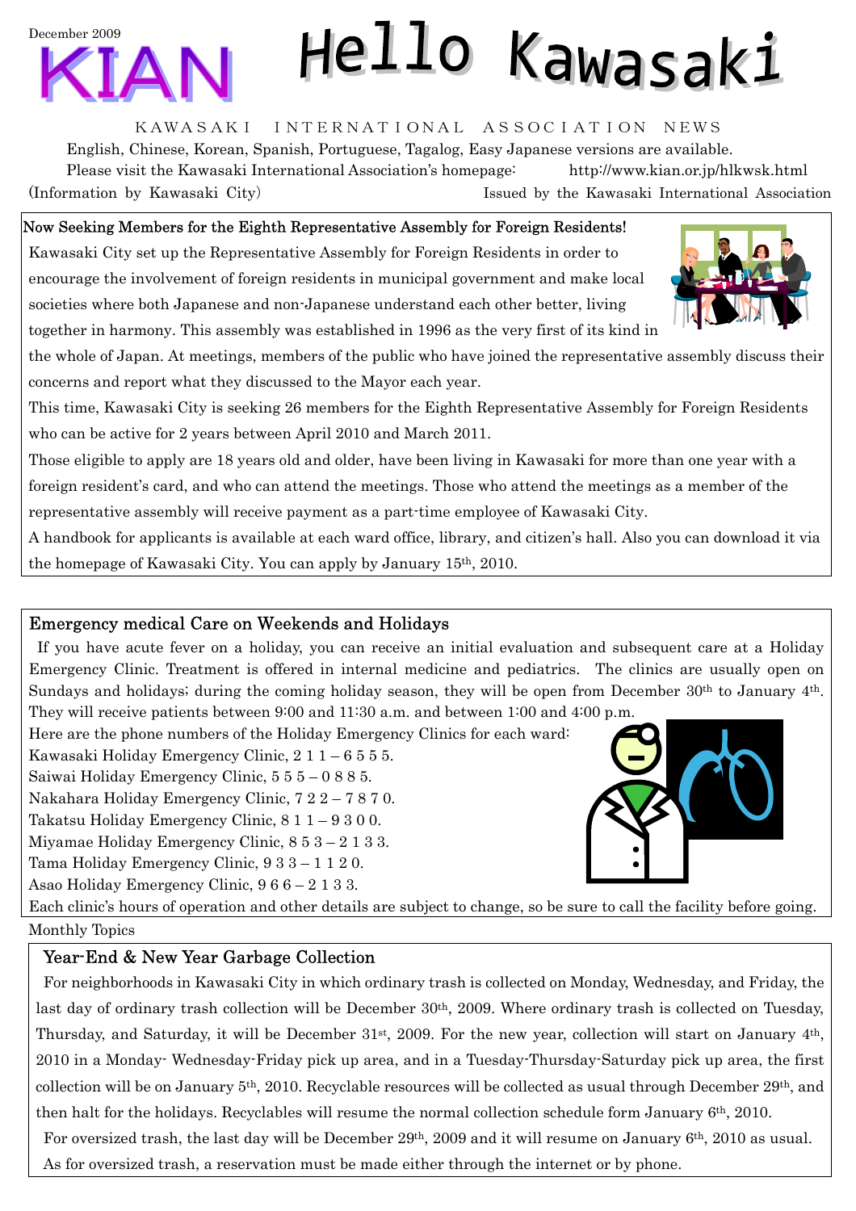December 2009

# KIAN Hello Kawasaki

KAWASAKI INTERNATIONAL ASSOCIATION NEWS

English, Chinese, Korean, Spanish, Portuguese, Tagalog, Easy Japanese versions are available.

Please visit the Kawasaki International Association's homepage: http://www.kian.or.jp/hlkwsk.html

(Information by Kawasaki City) Issued by the Kawasaki International Association

## Now Seeking Members for the Eighth Representative Assembly for Foreign Residents!

Kawasaki City set up the Representative Assembly for Foreign Residents in order to encourage the involvement of foreign residents in municipal government and make local societies where both Japanese and non-Japanese understand each other better, living together in harmony. This assembly was established in 1996 as the very first of its kind in the whole of Japan. At meetings, members of the public who have joined the representative assembly discuss their concerns and report what they discussed to the Mayor each year.

This time, Kawasaki City is seeking 26 members for the Eighth Representative Assembly for Foreign Residents who can be active for 2 years between April 2010 and March 2011.

Those eligible to apply are 18 years old and older, have been living in Kawasaki for more than one year with a foreign resident's card, and who can attend the meetings. Those who attend the meetings as a member of the representative assembly will receive payment as a part-time employee of Kawasaki City.

A handbook for applicants is available at each ward office, library, and citizen's hall. Also you can download it via the homepage of Kawasaki City. You can apply by January 15th, 2010.

## Emergency medical Care on Weekends and Holidays

If you have acute fever on a holiday, you can receive an initial evaluation and subsequent care at a Holiday Emergency Clinic. Treatment is offered in internal medicine and pediatrics. The clinics are usually open on Sundays and holidays; during the coming holiday season, they will be open from December 30th to January 4th. They will receive patients between 9:00 and 11:30 a.m. and between 1:00 and 4:00 p.m.

Here are the phone numbers of the Holiday Emergency Clinics for each ward:

Kawasaki Holiday Emergency Clinic, 2 1 1 – 6 5 5 5.
Saiwai Holiday Emergency Clinic, 5 5 5 – 0 8 8 5.
Nakahara Holiday Emergency Clinic, 7 2 2 – 7 8 7 0.
Takatsu Holiday Emergency Clinic, 8 1 1 – 9 3 0 0.
Miyamae Holiday Emergency Clinic, 8 5 3 – 2 1 3 3.
Tama Holiday Emergency Clinic, 9 3 3 – 1 1 2 0.
Asao Holiday Emergency Clinic, 9 6 6 – 2 1 3 3.

Each clinic's hours of operation and other details are subject to change, so be sure to call the facility before going.

Monthly Topics

## Year-End & New Year Garbage Collection

For neighborhoods in Kawasaki City in which ordinary trash is collected on Monday, Wednesday, and Friday, the last day of ordinary trash collection will be December 30th, 2009. Where ordinary trash is collected on Tuesday, Thursday, and Saturday, it will be December 31st, 2009. For the new year, collection will start on January 4th, 2010 in a Monday- Wednesday-Friday pick up area, and in a Tuesday-Thursday-Saturday pick up area, the first collection will be on January 5th, 2010. Recyclable resources will be collected as usual through December 29th, and then halt for the holidays. Recyclables will resume the normal collection schedule form January 6th, 2010.

For oversized trash, the last day will be December 29th, 2009 and it will resume on January 6th, 2010 as usual.

As for oversized trash, a reservation must be made either through the internet or by phone.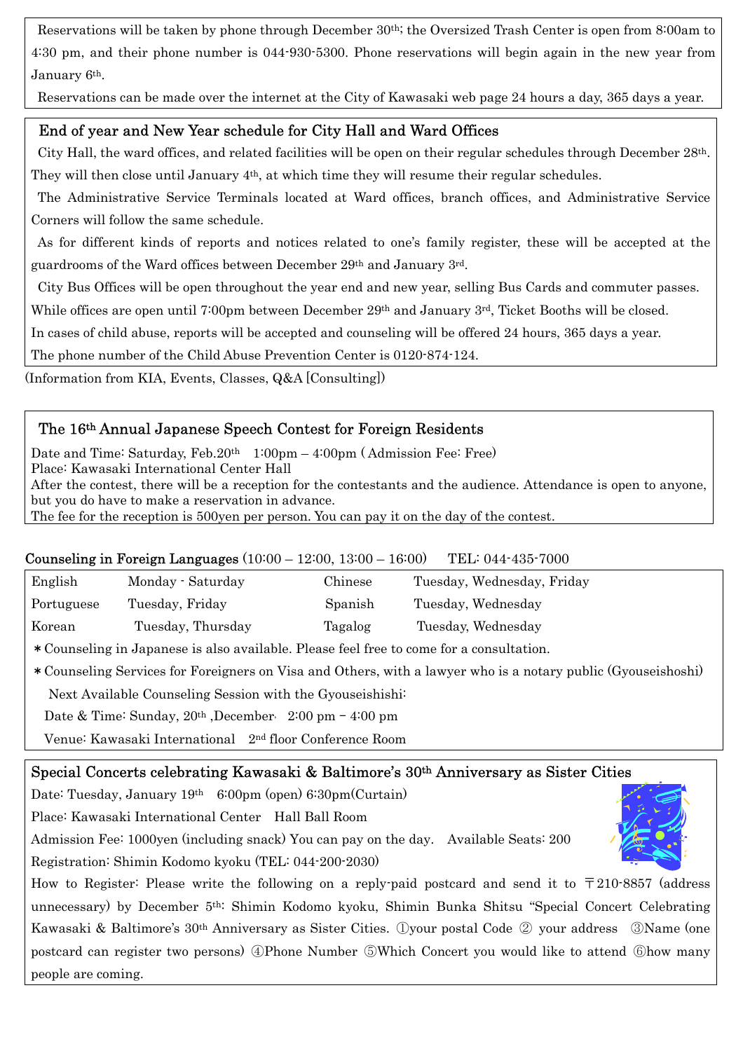Reservations will be taken by phone through December 30th; the Oversized Trash Center is open from 8:00am to 4:30 pm, and their phone number is 044-930-5300. Phone reservations will begin again in the new year from January 6th.

Reservations can be made over the internet at the City of Kawasaki web page 24 hours a day, 365 days a year.

## End of year and New Year schedule for City Hall and Ward Offices

City Hall, the ward offices, and related facilities will be open on their regular schedules through December 28th. They will then close until January 4th, at which time they will resume their regular schedules.

The Administrative Service Terminals located at Ward offices, branch offices, and Administrative Service Corners will follow the same schedule.

As for different kinds of reports and notices related to one's family register, these will be accepted at the guardrooms of the Ward offices between December 29th and January 3rd.

City Bus Offices will be open throughout the year end and new year, selling Bus Cards and commuter passes. While offices are open until 7:00pm between December 29th and January 3rd, Ticket Booths will be closed.

In cases of child abuse, reports will be accepted and counseling will be offered 24 hours, 365 days a year.

The phone number of the Child Abuse Prevention Center is 0120-874-124.

(Information from KIA, Events, Classes, Q&A [Consulting])

## The 16th Annual Japanese Speech Contest for Foreign Residents

Date and Time: Saturday, Feb.20th 1:00pm – 4:00pm ( Admission Fee: Free)

Place: Kawasaki International Center Hall

After the contest, there will be a reception for the contestants and the audience. Attendance is open to anyone, but you do have to make a reservation in advance.

The fee for the reception is 500yen per person. You can pay it on the day of the contest.

## Counseling in Foreign Languages (10:00 – 12:00, 13:00 – 16:00) TEL: 044-435-7000

| | | | |
|---|---|---|---|
| English | Monday - Saturday | Chinese | Tuesday, Wednesday, Friday |
| Portuguese | Tuesday, Friday | Spanish | Tuesday, Wednesday |
| Korean | Tuesday, Thursday | Tagalog | Tuesday, Wednesday |

＊Counseling in Japanese is also available. Please feel free to come for a consultation.

＊Counseling Services for Foreigners on Visa and Others, with a lawyer who is a notary public (Gyouseishoshi)

Next Available Counseling Session with the Gyouseishishi:

Date & Time: Sunday, 20th ,December, 2:00 pm – 4:00 pm

Venue: Kawasaki International 2nd floor Conference Room

## Special Concerts celebrating Kawasaki & Baltimore's 30th Anniversary as Sister Cities

Date: Tuesday, January 19th 6:00pm (open) 6:30pm(Curtain)

Place: Kawasaki International Center Hall Ball Room

Admission Fee: 1000yen (including snack) You can pay on the day. Available Seats: 200

Registration: Shimin Kodomo kyoku (TEL: 044-200-2030)

How to Register: Please write the following on a reply-paid postcard and send it to 〒210-8857 (address unnecessary) by December 5th: Shimin Kodomo kyoku, Shimin Bunka Shitsu "Special Concert Celebrating Kawasaki & Baltimore's 30th Anniversary as Sister Cities. ①your postal Code ② your address ③Name (one postcard can register two persons) ④Phone Number ⑤Which Concert you would like to attend ⑥how many people are coming.